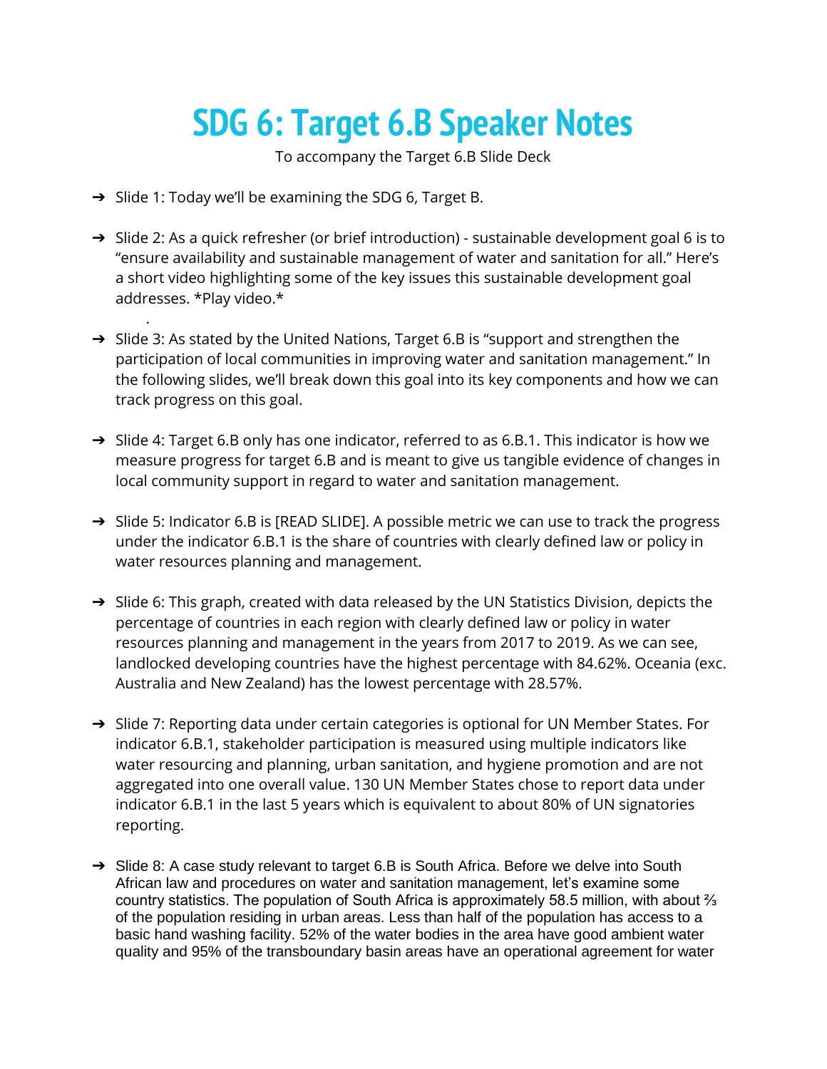# SDG 6: Target 6.B Speaker Notes

To accompany the Target 6.B Slide Deck

- Slide 1: Today we'll be examining the SDG 6, Target B.

- Slide 2: As a quick refresher (or brief introduction) - sustainable development goal 6 is to "ensure availability and sustainable management of water and sanitation for all." Here's a short video highlighting some of the key issues this sustainable development goal addresses. *Play video.*

- Slide 3: As stated by the United Nations, Target 6.B is "support and strengthen the participation of local communities in improving water and sanitation management." In the following slides, we'll break down this goal into its key components and how we can track progress on this goal.

- Slide 4: Target 6.B only has one indicator, referred to as 6.B.1. This indicator is how we measure progress for target 6.B and is meant to give us tangible evidence of changes in local community support in regard to water and sanitation management.

- Slide 5: Indicator 6.B is [READ SLIDE]. A possible metric we can use to track the progress under the indicator 6.B.1 is the share of countries with clearly defined law or policy in water resources planning and management.

- Slide 6: This graph, created with data released by the UN Statistics Division, depicts the percentage of countries in each region with clearly defined law or policy in water resources planning and management in the years from 2017 to 2019. As we can see, landlocked developing countries have the highest percentage with 84.62%. Oceania (exc. Australia and New Zealand) has the lowest percentage with 28.57%.

- Slide 7: Reporting data under certain categories is optional for UN Member States. For indicator 6.B.1, stakeholder participation is measured using multiple indicators like water resourcing and planning, urban sanitation, and hygiene promotion and are not aggregated into one overall value. 130 UN Member States chose to report data under indicator 6.B.1 in the last 5 years which is equivalent to about 80% of UN signatories reporting.

- Slide 8: A case study relevant to target 6.B is South Africa. Before we delve into South African law and procedures on water and sanitation management, let's examine some country statistics. The population of South Africa is approximately 58.5 million, with about ⅔ of the population residing in urban areas. Less than half of the population has access to a basic hand washing facility. 52% of the water bodies in the area have good ambient water quality and 95% of the transboundary basin areas have an operational agreement for water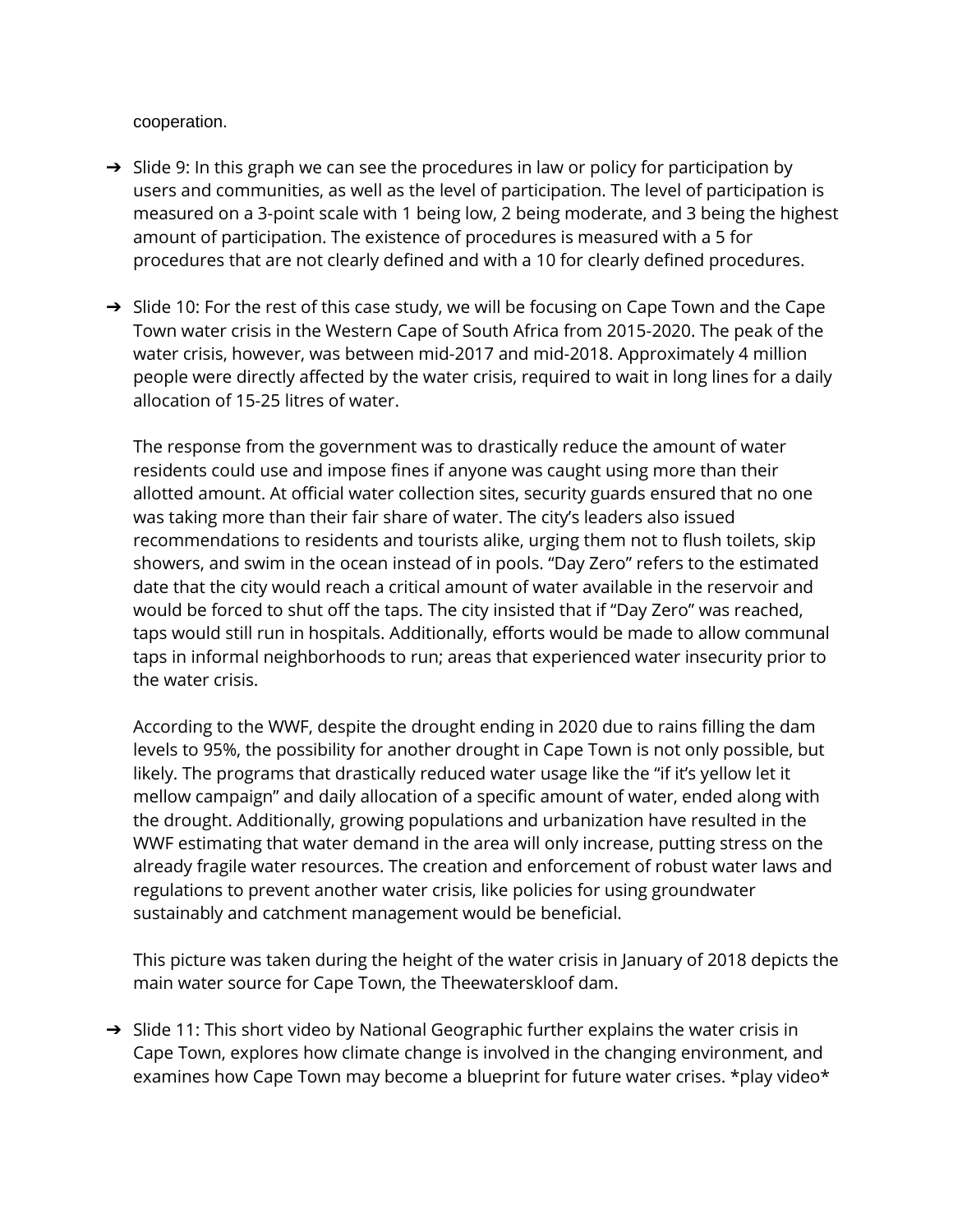cooperation.

- ➔ Slide 9: In this graph we can see the procedures in law or policy for participation by users and communities, as well as the level of participation. The level of participation is measured on a 3-point scale with 1 being low, 2 being moderate, and 3 being the highest amount of participation. The existence of procedures is measured with a 5 for procedures that are not clearly defined and with a 10 for clearly defined procedures.

- ➔ Slide 10: For the rest of this case study, we will be focusing on Cape Town and the Cape Town water crisis in the Western Cape of South Africa from 2015-2020. The peak of the water crisis, however, was between mid-2017 and mid-2018. Approximately 4 million people were directly affected by the water crisis, required to wait in long lines for a daily allocation of 15-25 litres of water.

  The response from the government was to drastically reduce the amount of water residents could use and impose fines if anyone was caught using more than their allotted amount. At official water collection sites, security guards ensured that no one was taking more than their fair share of water. The city's leaders also issued recommendations to residents and tourists alike, urging them not to flush toilets, skip showers, and swim in the ocean instead of in pools. "Day Zero" refers to the estimated date that the city would reach a critical amount of water available in the reservoir and would be forced to shut off the taps. The city insisted that if "Day Zero" was reached, taps would still run in hospitals. Additionally, efforts would be made to allow communal taps in informal neighborhoods to run; areas that experienced water insecurity prior to the water crisis.

  According to the WWF, despite the drought ending in 2020 due to rains filling the dam levels to 95%, the possibility for another drought in Cape Town is not only possible, but likely. The programs that drastically reduced water usage like the "if it's yellow let it mellow campaign" and daily allocation of a specific amount of water, ended along with the drought. Additionally, growing populations and urbanization have resulted in the WWF estimating that water demand in the area will only increase, putting stress on the already fragile water resources. The creation and enforcement of robust water laws and regulations to prevent another water crisis, like policies for using groundwater sustainably and catchment management would be beneficial.

  This picture was taken during the height of the water crisis in January of 2018 depicts the main water source for Cape Town, the Theewaterskloof dam.

- ➔ Slide 11: This short video by National Geographic further explains the water crisis in Cape Town, explores how climate change is involved in the changing environment, and examines how Cape Town may become a blueprint for future water crises. *play video*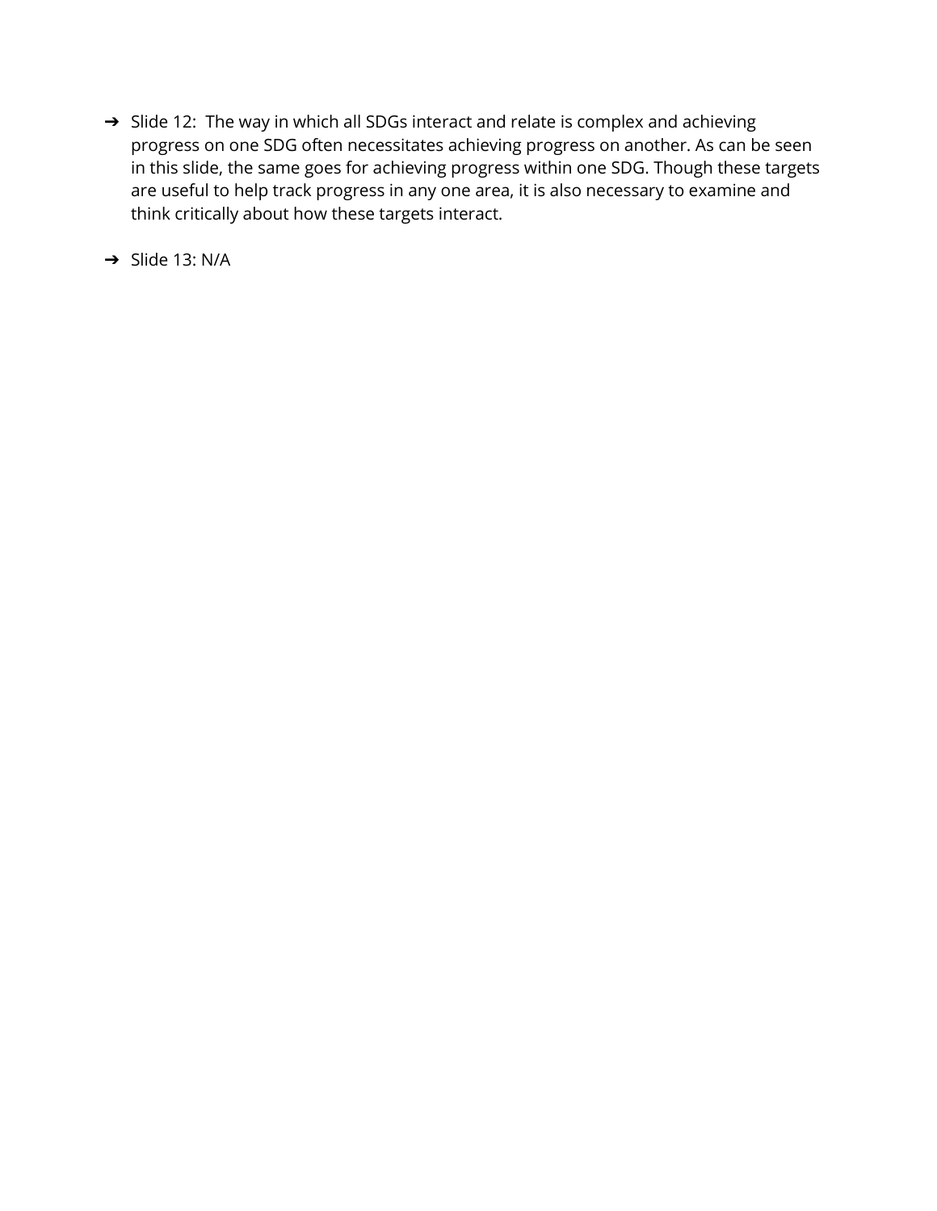- Slide 12: The way in which all SDGs interact and relate is complex and achieving progress on one SDG often necessitates achieving progress on another. As can be seen in this slide, the same goes for achieving progress within one SDG. Though these targets are useful to help track progress in any one area, it is also necessary to examine and think critically about how these targets interact.

- Slide 13: N/A